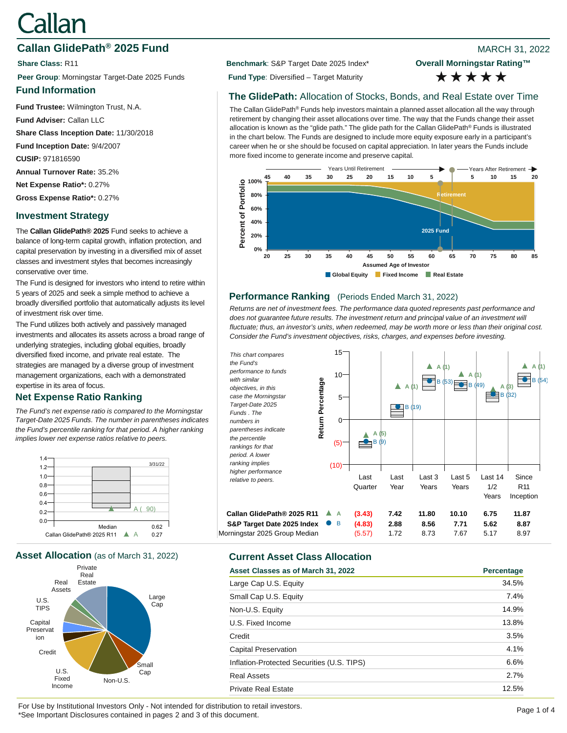# Callan

## Callan GlidePath® 2025 Fund

MARCH 31, 2022

**Share Class:** R11

**Peer Group**: Morningstar Target-Date 2025 Funds

**Benchmark**: S&P Target Date 2025 Index*

**Fund Type**: Diversified – Target Maturity

**Overall Morningstar Rating™** ★★★★★

### Fund Information

**Fund Trustee:** Wilmington Trust, N.A.

**Fund Adviser:** Callan LLC

**Share Class Inception Date:** 11/30/2018

**Fund Inception Date:** 9/4/2007

**CUSIP:** 971816590

**Annual Turnover Rate:** 35.2%

**Net Expense Ratio*:** 0.27%

**Gross Expense Ratio*:** 0.27%

### Investment Strategy

The **Callan GlidePath® 2025** Fund seeks to achieve a balance of long-term capital growth, inflation protection, and capital preservation by investing in a diversified mix of asset classes and investment styles that becomes increasingly conservative over time.

The Fund is designed for investors who intend to retire within 5 years of 2025 and seek a simple method to achieve a broadly diversified portfolio that automatically adjusts its level of investment risk over time.

The Fund utilizes both actively and passively managed investments and allocates its assets across a broad range of underlying strategies, including global equities, broadly diversified fixed income, and private real estate. The strategies are managed by a diverse group of investment management organizations, each with a demonstrated expertise in its area of focus.

### Net Expense Ratio Ranking

*The Fund's net expense ratio is compared to the Morningstar Target-Date 2025 Funds. The number in parentheses indicates the Fund's percentile ranking for that period. A higher ranking implies lower net expense ratios relative to peers.*

| 3/31/22 | |
|---|---|
| Median | 0.62 |
| Callan GlidePath® 2025 R11 ▲ A (90) | 0.27 |

### The GlidePath: Allocation of Stocks, Bonds, and Real Estate over Time

The Callan GlidePath® Funds help investors maintain a planned asset allocation all the way through retirement by changing their asset allocations over time. The way that the Funds change their asset allocation is known as the "glide path." The glide path for the Callan GlidePath® Funds is illustrated in the chart below. The Funds are designed to include more equity exposure early in a participant's career when he or she should be focused on capital appreciation. In later years the Funds include more fixed income to generate income and preserve capital.

### Performance Ranking (Periods Ended March 31, 2022)

*Returns are net of investment fees. The performance data quoted represents past performance and does not guarantee future results. The investment return and principal value of an investment will fluctuate; thus, an investor's units, when redeemed, may be worth more or less than their original cost. Consider the Fund's investment objectives, risks, charges, and expenses before investing.*

*This chart compares the Fund's performance to funds with similar objectives, in this case the Morningstar Target-Date 2025 Funds . The numbers in parentheses indicate the percentile rankings for that period. A lower ranking implies higher performance relative to peers.*

| | Last Quarter | Last Year | Last 3 Years | Last 5 Years | Last 14 1/2 Years | Since R11 Inception |
|---|---|---|---|---|---|---|
| Callan GlidePath® 2025 R11 ▲ A | (3.43) (5) | 7.42 (1) | 11.80 (1) | 10.10 (1) | 6.75 (3) | 11.87 (1) |
| S&P Target Date 2025 Index ● B | (4.83) (9) | 2.88 (19) | 8.56 (53) | 7.71 (49) | 5.62 (32) | 8.87 (54) |
| Morningstar 2025 Group Median | (5.57) | 1.72 | 8.73 | 7.67 | 5.17 | 8.97 |

### Asset Allocation (as of March 31, 2022)

### Current Asset Class Allocation

| Asset Classes as of March 31, 2022 | Percentage |
|---|---|
| Large Cap U.S. Equity | 34.5% |
| Small Cap U.S. Equity | 7.4% |
| Non-U.S. Equity | 14.9% |
| U.S. Fixed Income | 13.8% |
| Credit | 3.5% |
| Capital Preservation | 4.1% |
| Inflation-Protected Securities (U.S. TIPS) | 6.6% |
| Real Assets | 2.7% |
| Private Real Estate | 12.5% |

For Use by Institutional Investors Only - Not intended for distribution to retail investors.
*See Important Disclosures contained in pages 2 and 3 of this document.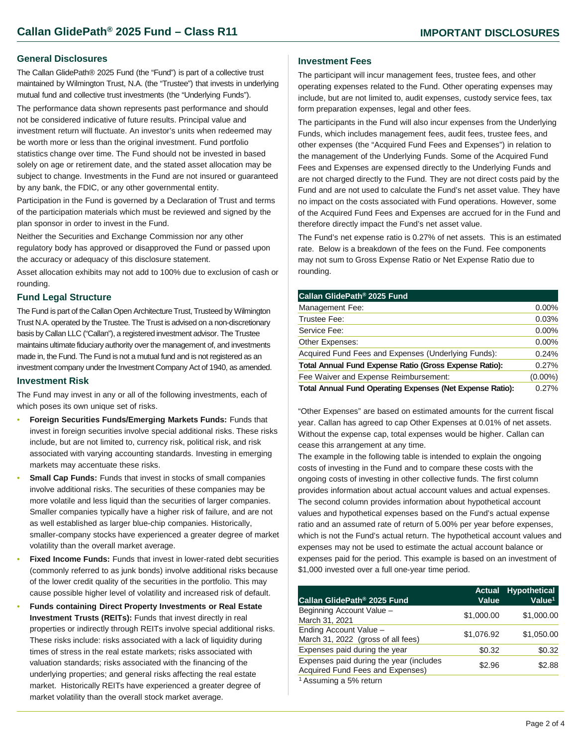# Callan GlidePath® 2025 Fund – Class R11

## IMPORTANT DISCLOSURES

### General Disclosures

The Callan GlidePath® 2025 Fund (the "Fund") is part of a collective trust maintained by Wilmington Trust, N.A. (the "Trustee") that invests in underlying mutual fund and collective trust investments (the "Underlying Funds").

The performance data shown represents past performance and should not be considered indicative of future results. Principal value and investment return will fluctuate. An investor's units when redeemed may be worth more or less than the original investment. Fund portfolio statistics change over time. The Fund should not be invested in based solely on age or retirement date, and the stated asset allocation may be subject to change. Investments in the Fund are not insured or guaranteed by any bank, the FDIC, or any other governmental entity.

Participation in the Fund is governed by a Declaration of Trust and terms of the participation materials which must be reviewed and signed by the plan sponsor in order to invest in the Fund.

Neither the Securities and Exchange Commission nor any other regulatory body has approved or disapproved the Fund or passed upon the accuracy or adequacy of this disclosure statement.

Asset allocation exhibits may not add to 100% due to exclusion of cash or rounding.

### Fund Legal Structure

The Fund is part of the Callan Open Architecture Trust, Trusteed by Wilmington Trust N.A. operated by the Trustee. The Trust is advised on a non-discretionary basis by Callan LLC ("Callan"), a registered investment advisor. The Trustee maintains ultimate fiduciary authority over the management of, and investments made in, the Fund. The Fund is not a mutual fund and is not registered as an investment company under the Investment Company Act of 1940, as amended.

### Investment Risk

The Fund may invest in any or all of the following investments, each of which poses its own unique set of risks.

- **Foreign Securities Funds/Emerging Markets Funds:** Funds that invest in foreign securities involve special additional risks. These risks include, but are not limited to, currency risk, political risk, and risk associated with varying accounting standards. Investing in emerging markets may accentuate these risks.
- **Small Cap Funds:** Funds that invest in stocks of small companies involve additional risks. The securities of these companies may be more volatile and less liquid than the securities of larger companies. Smaller companies typically have a higher risk of failure, and are not as well established as larger blue-chip companies. Historically, smaller-company stocks have experienced a greater degree of market volatility than the overall market average.
- **Fixed Income Funds:** Funds that invest in lower-rated debt securities (commonly referred to as junk bonds) involve additional risks because of the lower credit quality of the securities in the portfolio. This may cause possible higher level of volatility and increased risk of default.
- **Funds containing Direct Property Investments or Real Estate Investment Trusts (REITs):** Funds that invest directly in real properties or indirectly through REITs involve special additional risks. These risks include: risks associated with a lack of liquidity during times of stress in the real estate markets; risks associated with valuation standards; risks associated with the financing of the underlying properties; and general risks affecting the real estate market. Historically REITs have experienced a greater degree of market volatility than the overall stock market average.

### Investment Fees

The participant will incur management fees, trustee fees, and other operating expenses related to the Fund. Other operating expenses may include, but are not limited to, audit expenses, custody service fees, tax form preparation expenses, legal and other fees.

The participants in the Fund will also incur expenses from the Underlying Funds, which includes management fees, audit fees, trustee fees, and other expenses (the "Acquired Fund Fees and Expenses") in relation to the management of the Underlying Funds. Some of the Acquired Fund Fees and Expenses are expensed directly to the Underlying Funds and are not charged directly to the Fund. They are not direct costs paid by the Fund and are not used to calculate the Fund's net asset value. They have no impact on the costs associated with Fund operations. However, some of the Acquired Fund Fees and Expenses are accrued for in the Fund and therefore directly impact the Fund's net asset value.

The Fund's net expense ratio is 0.27% of net assets. This is an estimated rate. Below is a breakdown of the fees on the Fund. Fee components may not sum to Gross Expense Ratio or Net Expense Ratio due to rounding.

| Callan GlidePath® 2025 Fund | |
|---|---|
| Management Fee: | 0.00% |
| Trustee Fee: | 0.03% |
| Service Fee: | 0.00% |
| Other Expenses: | 0.00% |
| Acquired Fund Fees and Expenses (Underlying Funds): | 0.24% |
| **Total Annual Fund Expense Ratio (Gross Expense Ratio):** | 0.27% |
| Fee Waiver and Expense Reimbursement: | (0.00%) |
| **Total Annual Fund Operating Expenses (Net Expense Ratio):** | 0.27% |

"Other Expenses" are based on estimated amounts for the current fiscal year. Callan has agreed to cap Other Expenses at 0.01% of net assets. Without the expense cap, total expenses would be higher. Callan can cease this arrangement at any time.

The example in the following table is intended to explain the ongoing costs of investing in the Fund and to compare these costs with the ongoing costs of investing in other collective funds. The first column provides information about actual account values and actual expenses. The second column provides information about hypothetical account values and hypothetical expenses based on the Fund's actual expense ratio and an assumed rate of return of 5.00% per year before expenses, which is not the Fund's actual return. The hypothetical account values and expenses may not be used to estimate the actual account balance or expenses paid for the period. This example is based on an investment of $1,000 invested over a full one-year time period.

| Callan GlidePath® 2025 Fund | Actual Value | Hypothetical Value[1] |
|---|---|---|
| Beginning Account Value – March 31, 2021 | $1,000.00 | $1,000.00 |
| Ending Account Value – March 31, 2022 (gross of all fees) | $1,076.92 | $1,050.00 |
| Expenses paid during the year | $0.32 | $0.32 |
| Expenses paid during the year (includes Acquired Fund Fees and Expenses) | $2.96 | $2.88 |

[1] Assuming a 5% return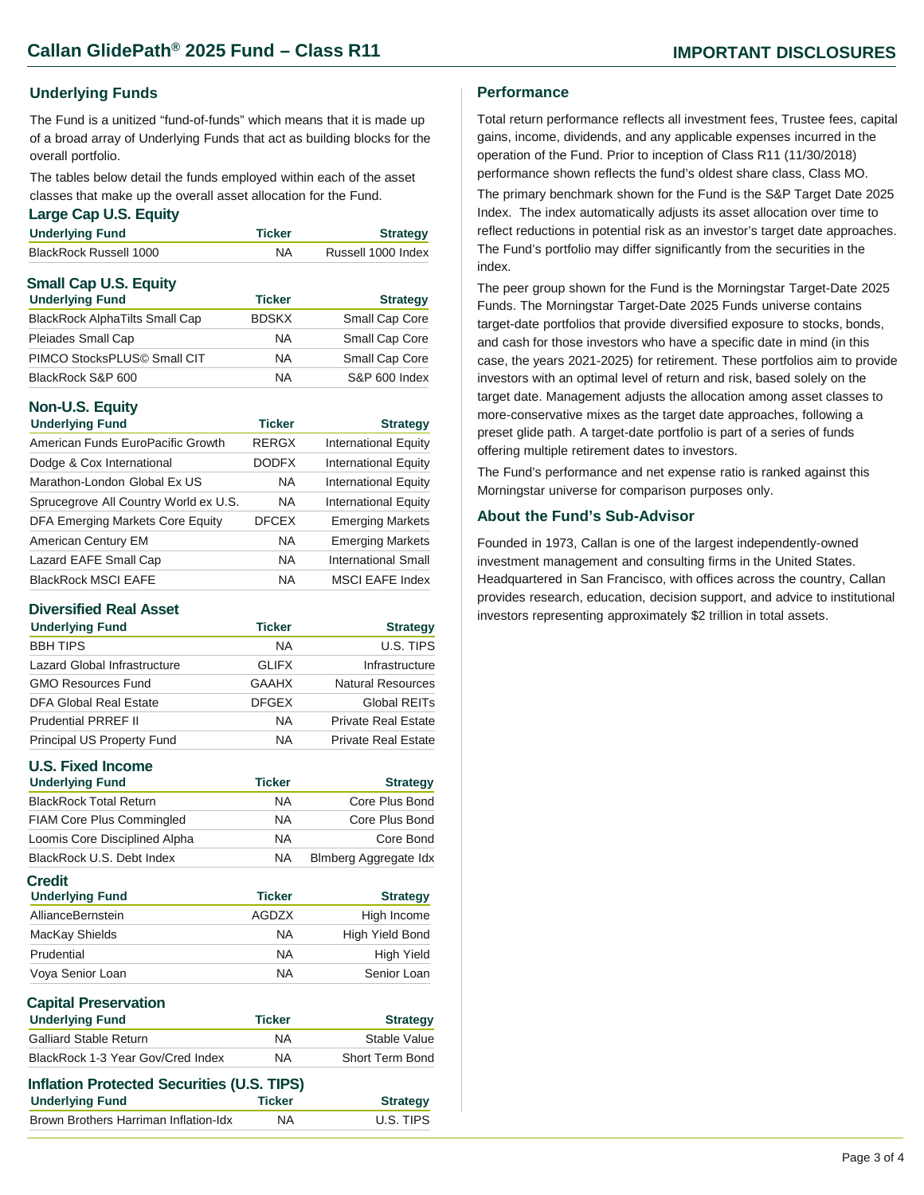# Callan GlidePath® 2025 Fund – Class R11

## IMPORTANT DISCLOSURES

### Underlying Funds

The Fund is a unitized “fund-of-funds” which means that it is made up of a broad array of Underlying Funds that act as building blocks for the overall portfolio.

The tables below detail the funds employed within each of the asset classes that make up the overall asset allocation for the Fund.

#### Large Cap U.S. Equity

| Underlying Fund | Ticker | Strategy |
|---|---|---|
| BlackRock Russell 1000 | NA | Russell 1000 Index |

#### Small Cap U.S. Equity

| Underlying Fund | Ticker | Strategy |
|---|---|---|
| BlackRock AlphaTilts Small Cap | BDSKX | Small Cap Core |
| Pleiades Small Cap | NA | Small Cap Core |
| PIMCO StocksPLUS© Small CIT | NA | Small Cap Core |
| BlackRock S&P 600 | NA | S&P 600 Index |

#### Non-U.S. Equity

| Underlying Fund | Ticker | Strategy |
|---|---|---|
| American Funds EuroPacific Growth | RERGX | International Equity |
| Dodge & Cox International | DODFX | International Equity |
| Marathon-London Global Ex US | NA | International Equity |
| Sprucegrove All Country World ex U.S. | NA | International Equity |
| DFA Emerging Markets Core Equity | DFCEX | Emerging Markets |
| American Century EM | NA | Emerging Markets |
| Lazard EAFE Small Cap | NA | International Small |
| BlackRock MSCI EAFE | NA | MSCI EAFE Index |

#### Diversified Real Asset

| Underlying Fund | Ticker | Strategy |
|---|---|---|
| BBH TIPS | NA | U.S. TIPS |
| Lazard Global Infrastructure | GLIFX | Infrastructure |
| GMO Resources Fund | GAAHX | Natural Resources |
| DFA Global Real Estate | DFGEX | Global REITs |
| Prudential PRREF II | NA | Private Real Estate |
| Principal US Property Fund | NA | Private Real Estate |

#### U.S. Fixed Income

| Underlying Fund | Ticker | Strategy |
|---|---|---|
| BlackRock Total Return | NA | Core Plus Bond |
| FIAM Core Plus Commingled | NA | Core Plus Bond |
| Loomis Core Disciplined Alpha | NA | Core Bond |
| BlackRock U.S. Debt Index | NA | Blmberg Aggregate Idx |

#### Credit

| Underlying Fund | Ticker | Strategy |
|---|---|---|
| AllianceBernstein | AGDZX | High Income |
| MacKay Shields | NA | High Yield Bond |
| Prudential | NA | High Yield |
| Voya Senior Loan | NA | Senior Loan |

#### Capital Preservation

| Underlying Fund | Ticker | Strategy |
|---|---|---|
| Galliard Stable Return | NA | Stable Value |
| BlackRock 1-3 Year Gov/Cred Index | NA | Short Term Bond |

#### Inflation Protected Securities (U.S. TIPS)

| Underlying Fund | Ticker | Strategy |
|---|---|---|
| Brown Brothers Harriman Inflation-Idx | NA | U.S. TIPS |

### Performance

Total return performance reflects all investment fees, Trustee fees, capital gains, income, dividends, and any applicable expenses incurred in the operation of the Fund. Prior to inception of Class R11 (11/30/2018) performance shown reflects the fund’s oldest share class, Class MO.

The primary benchmark shown for the Fund is the S&P Target Date 2025 Index. The index automatically adjusts its asset allocation over time to reflect reductions in potential risk as an investor’s target date approaches. The Fund’s portfolio may differ significantly from the securities in the index.

The peer group shown for the Fund is the Morningstar Target-Date 2025 Funds. The Morningstar Target-Date 2025 Funds universe contains target-date portfolios that provide diversified exposure to stocks, bonds, and cash for those investors who have a specific date in mind (in this case, the years 2021-2025) for retirement. These portfolios aim to provide investors with an optimal level of return and risk, based solely on the target date. Management adjusts the allocation among asset classes to more-conservative mixes as the target date approaches, following a preset glide path. A target-date portfolio is part of a series of funds offering multiple retirement dates to investors.

The Fund’s performance and net expense ratio is ranked against this Morningstar universe for comparison purposes only.

### About the Fund’s Sub-Advisor

Founded in 1973, Callan is one of the largest independently-owned investment management and consulting firms in the United States. Headquartered in San Francisco, with offices across the country, Callan provides research, education, decision support, and advice to institutional investors representing approximately $2 trillion in total assets.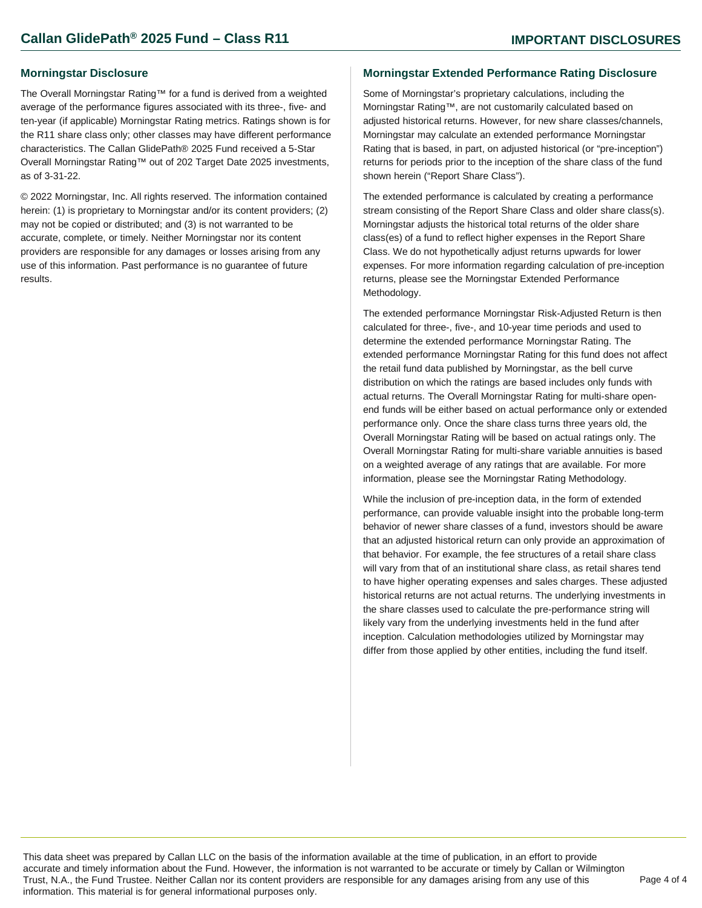# Callan GlidePath® 2025 Fund – Class R11

## IMPORTANT DISCLOSURES

### Morningstar Disclosure

The Overall Morningstar Rating™ for a fund is derived from a weighted average of the performance figures associated with its three-, five- and ten-year (if applicable) Morningstar Rating metrics. Ratings shown is for the R11 share class only; other classes may have different performance characteristics. The Callan GlidePath® 2025 Fund received a 5-Star Overall Morningstar Rating™ out of 202 Target Date 2025 investments, as of 3-31-22.

© 2022 Morningstar, Inc. All rights reserved. The information contained herein: (1) is proprietary to Morningstar and/or its content providers; (2) may not be copied or distributed; and (3) is not warranted to be accurate, complete, or timely. Neither Morningstar nor its content providers are responsible for any damages or losses arising from any use of this information. Past performance is no guarantee of future results.

### Morningstar Extended Performance Rating Disclosure

Some of Morningstar's proprietary calculations, including the Morningstar Rating™, are not customarily calculated based on adjusted historical returns. However, for new share classes/channels, Morningstar may calculate an extended performance Morningstar Rating that is based, in part, on adjusted historical (or "pre-inception") returns for periods prior to the inception of the share class of the fund shown herein ("Report Share Class").

The extended performance is calculated by creating a performance stream consisting of the Report Share Class and older share class(s). Morningstar adjusts the historical total returns of the older share class(es) of a fund to reflect higher expenses in the Report Share Class. We do not hypothetically adjust returns upwards for lower expenses. For more information regarding calculation of pre-inception returns, please see the Morningstar Extended Performance Methodology.

The extended performance Morningstar Risk-Adjusted Return is then calculated for three-, five-, and 10-year time periods and used to determine the extended performance Morningstar Rating. The extended performance Morningstar Rating for this fund does not affect the retail fund data published by Morningstar, as the bell curve distribution on which the ratings are based includes only funds with actual returns. The Overall Morningstar Rating for multi-share open-end funds will be either based on actual performance only or extended performance only. Once the share class turns three years old, the Overall Morningstar Rating will be based on actual ratings only. The Overall Morningstar Rating for multi-share variable annuities is based on a weighted average of any ratings that are available. For more information, please see the Morningstar Rating Methodology.

While the inclusion of pre-inception data, in the form of extended performance, can provide valuable insight into the probable long-term behavior of newer share classes of a fund, investors should be aware that an adjusted historical return can only provide an approximation of that behavior. For example, the fee structures of a retail share class will vary from that of an institutional share class, as retail shares tend to have higher operating expenses and sales charges. These adjusted historical returns are not actual returns. The underlying investments in the share classes used to calculate the pre-performance string will likely vary from the underlying investments held in the fund after inception. Calculation methodologies utilized by Morningstar may differ from those applied by other entities, including the fund itself.

This data sheet was prepared by Callan LLC on the basis of the information available at the time of publication, in an effort to provide accurate and timely information about the Fund. However, the information is not warranted to be accurate or timely by Callan or Wilmington Trust, N.A., the Fund Trustee. Neither Callan nor its content providers are responsible for any damages arising from any use of this information. This material is for general informational purposes only.